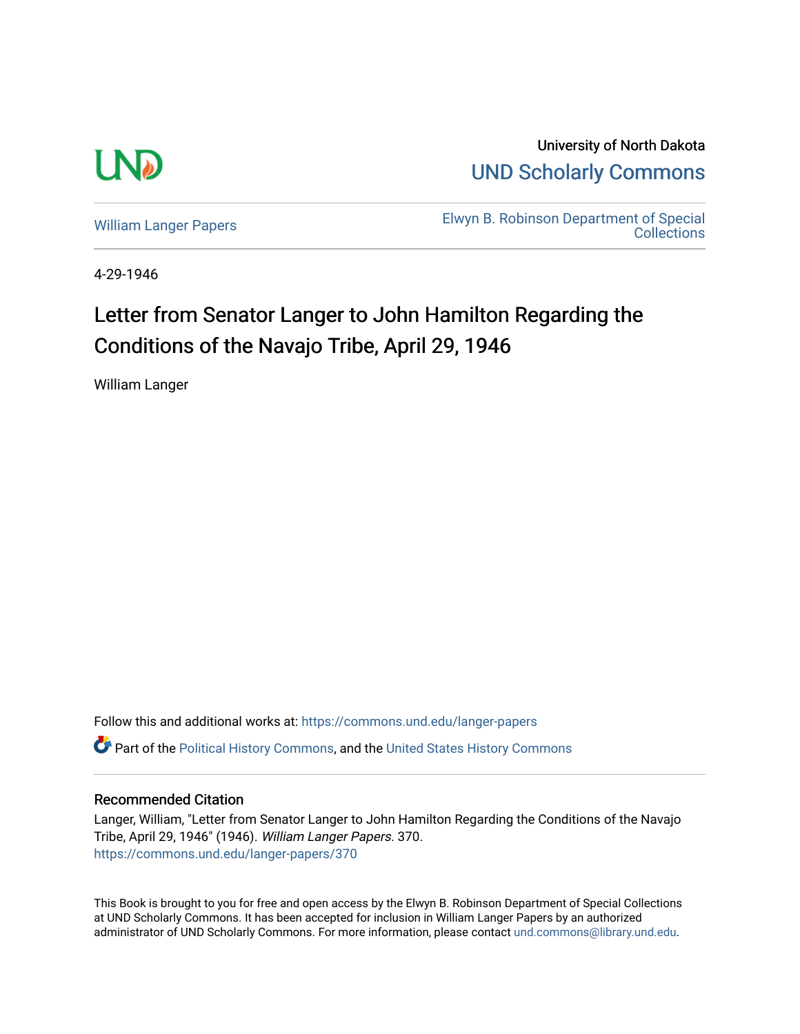University of North Dakota

UND Scholarly Commons

William Langer Papers

Elwyn B. Robinson Department of Special Collections

4-29-1946

# Letter from Senator Langer to John Hamilton Regarding the Conditions of the Navajo Tribe, April 29, 1946

William Langer

Follow this and additional works at: https://commons.und.edu/langer-papers

Part of the Political History Commons, and the United States History Commons

## Recommended Citation

Langer, William, "Letter from Senator Langer to John Hamilton Regarding the Conditions of the Navajo Tribe, April 29, 1946" (1946). *William Langer Papers*. 370.
https://commons.und.edu/langer-papers/370

This Book is brought to you for free and open access by the Elwyn B. Robinson Department of Special Collections at UND Scholarly Commons. It has been accepted for inclusion in William Langer Papers by an authorized administrator of UND Scholarly Commons. For more information, please contact und.commons@library.und.edu.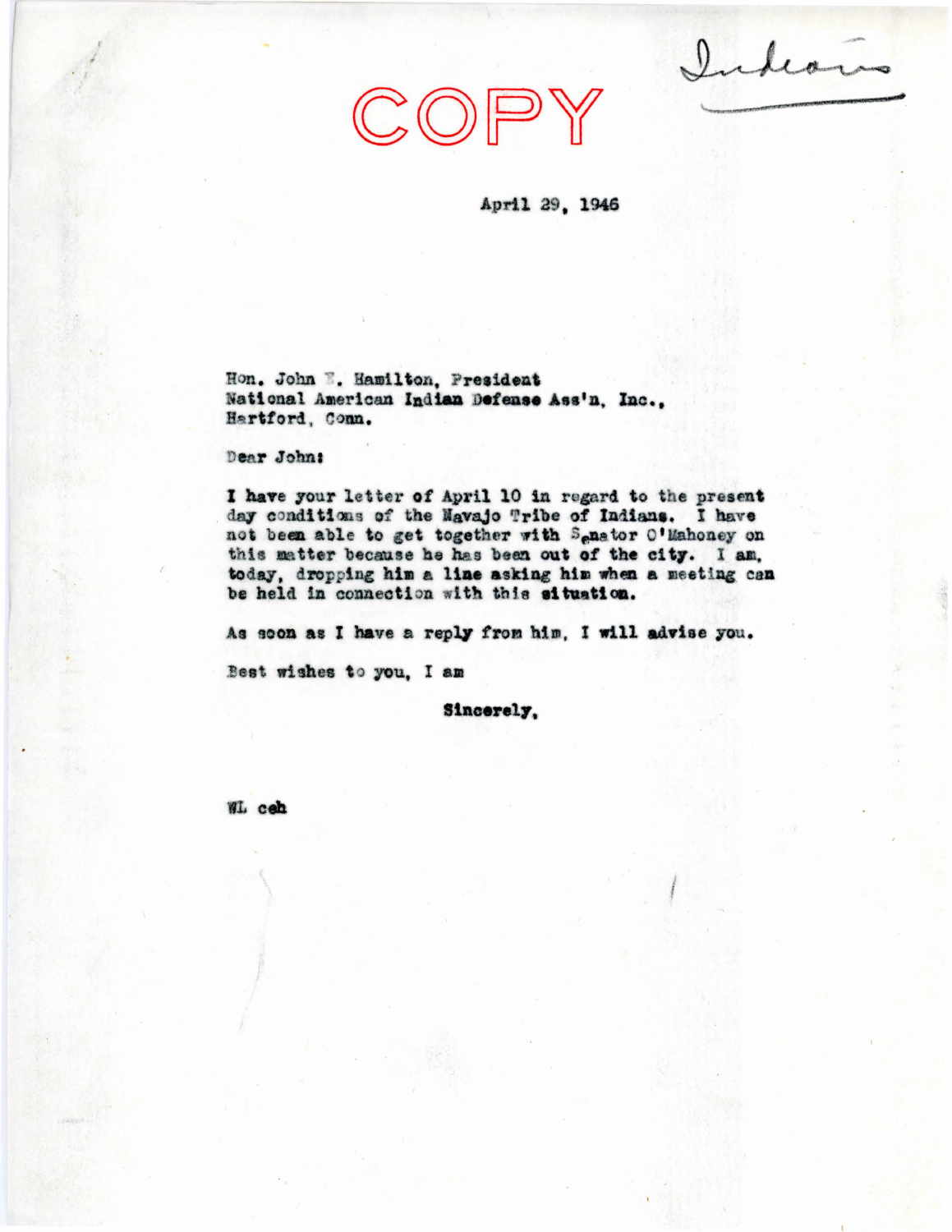Indians

COPY

April 29, 1946

Hon. John T. Hamilton, President
National American Indian Defense Ass'n, Inc.,
Hartford, Conn.

Dear John:

I have your letter of April 10 in regard to the present day conditions of the Navajo Tribe of Indians. I have not been able to get together with Senator O'Mahoney on this matter because he has been out of the city. I am, today, dropping him a line asking him when a meeting can be held in connection with this situation.

As soon as I have a reply from him, I will advise you.

Best wishes to you, I am

Sincerely,

WL ceh